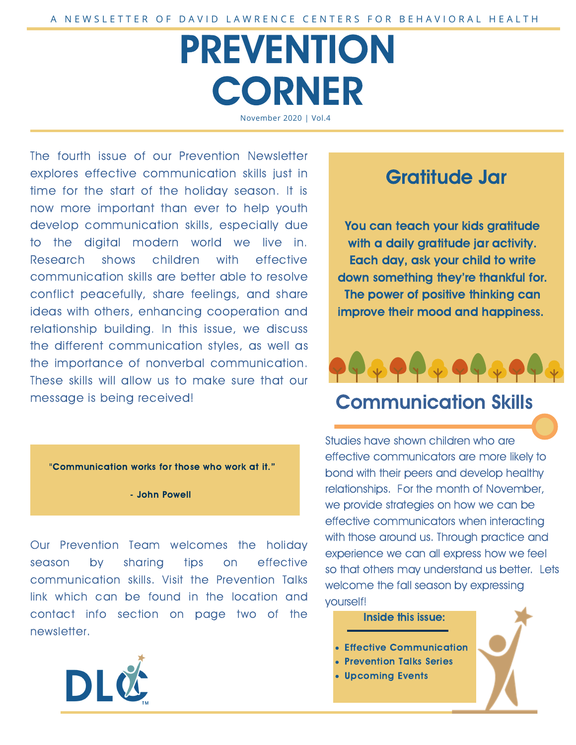A NEWSLETTER OF DAVID LAWRENCE CENTERS FOR BEHAVIORAL HEALTH

# PREVENTION CORNER

November 2020 | Vol.4

The fourth issue of our Prevention Newsletter explores effective communication skills just in time for the start of the holiday season. It is now more important than ever to help youth develop communication skills, especially due to the digital modern world we live in. Research shows children with effective communication skills are better able to resolve conflict peacefully, share feelings, and share ideas with others, enhancing cooperation and relationship building. In this issue, we discuss the different communication styles, as well as the importance of nonverbal communication. These skills will allow us to make sure that our message is being received!

> **"Communication works for those who work at it."**
>
> **- John Powell**

Our Prevention Team welcomes the holiday season by sharing tips on effective communication skills. Visit the Prevention Talks link which can be found in the location and contact info section on page two of the newsletter.

## Gratitude Jar

**You can teach your kids gratitude with a daily gratitude jar activity. Each day, ask your child to write down something they're thankful for. The power of positive thinking can improve their mood and happiness.**

## Communication Skills

Studies have shown children who are effective communicators are more likely to bond with their peers and develop healthy relationships. For the month of November, we provide strategies on how we can be effective communicators when interacting with those around us. Through practice and experience we can all express how we feel so that others may understand us better. Lets welcome the fall season by expressing yourself!

**Inside this issue:**

- **Effective Communication**
- **Prevention Talks Series**
- **Upcoming Events**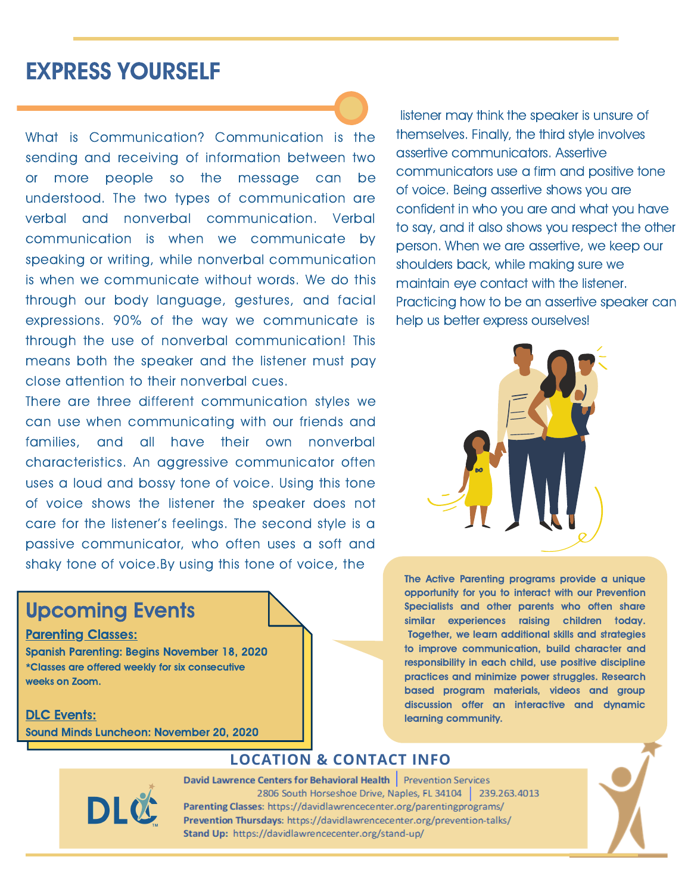# EXPRESS YOURSELF

What is Communication? Communication is the sending and receiving of information between two or more people so the message can be understood. The two types of communication are verbal and nonverbal communication. Verbal communication is when we communicate by speaking or writing, while nonverbal communication is when we communicate without words. We do this through our body language, gestures, and facial expressions. 90% of the way we communicate is through the use of nonverbal communication! This means both the speaker and the listener must pay close attention to their nonverbal cues.

There are three different communication styles we can use when communicating with our friends and families, and all have their own nonverbal characteristics. An aggressive communicator often uses a loud and bossy tone of voice. Using this tone of voice shows the listener the speaker does not care for the listener's feelings. The second style is a passive communicator, who often uses a soft and shaky tone of voice.By using this tone of voice, the listener may think the speaker is unsure of themselves. Finally, the third style involves assertive communicators. Assertive communicators use a firm and positive tone of voice. Being assertive shows you are confident in who you are and what you have to say, and it also shows you respect the other person. When we are assertive, we keep our shoulders back, while making sure we maintain eye contact with the listener. Practicing how to be an assertive speaker can help us better express ourselves!

## Upcoming Events

**Parenting Classes:**

**Spanish Parenting: Begins November 18, 2020**

**\*Classes are offered weekly for six consecutive weeks on Zoom.**

**DLC Events:**

**Sound Minds Luncheon: November 20, 2020**

**The Active Parenting programs provide a unique opportunity for you to interact with our Prevention Specialists and other parents who often share similar experiences raising children today. Together, we learn additional skills and strategies to improve communication, build character and responsibility in each child, use positive discipline practices and minimize power struggles. Research based program materials, videos and group discussion offer an interactive and dynamic learning community.**

## LOCATION & CONTACT INFO

**David Lawrence Centers for Behavioral Health** | Prevention Services

2806 South Horseshoe Drive, Naples, FL 34104 | 239.263.4013

**Parenting Classes**: https://davidlawrencecenter.org/parentingprograms/

**Prevention Thursdays**: https://davidlawrencecenter.org/prevention-talks/

**Stand Up:** https://davidlawrencecenter.org/stand-up/